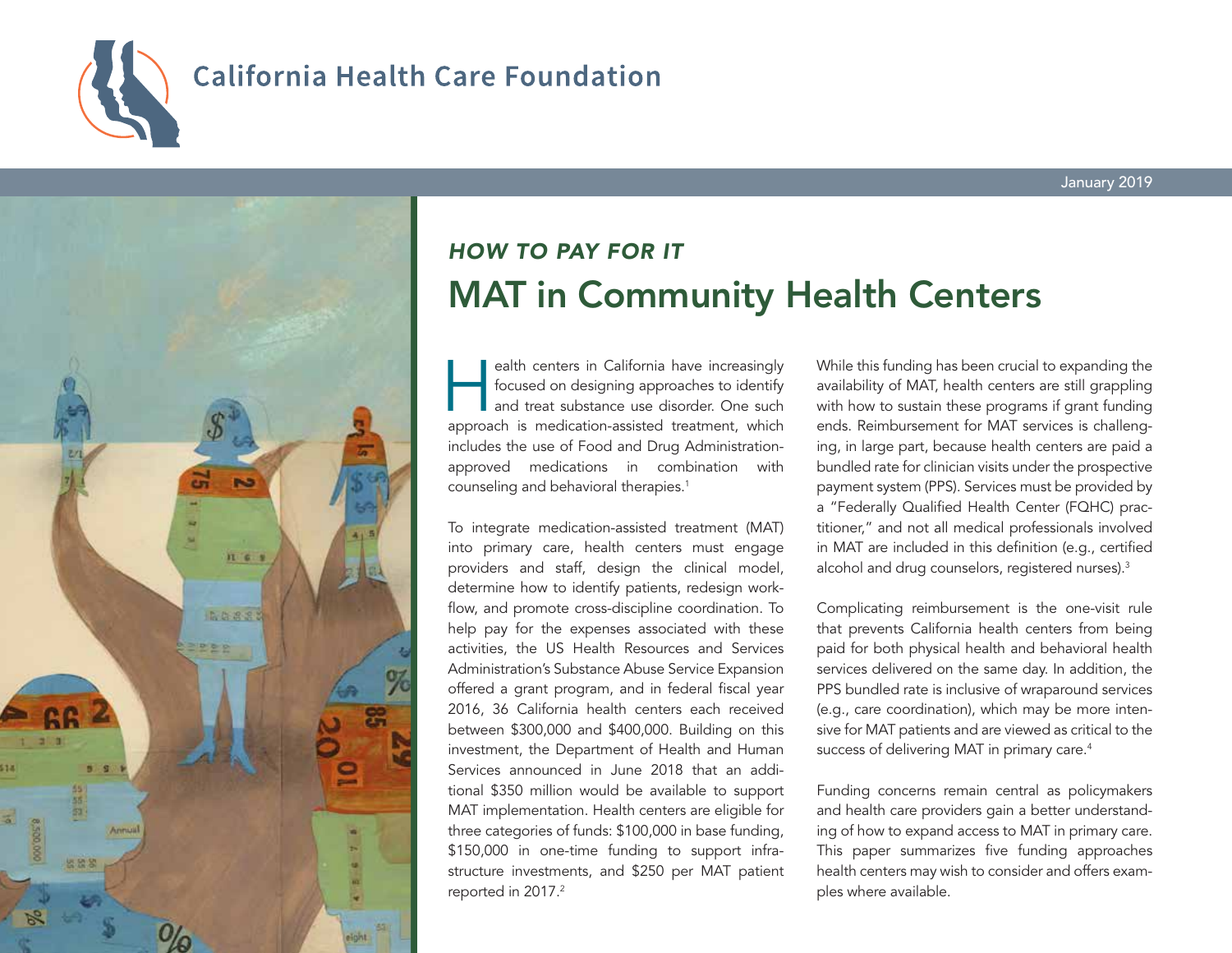California Health Care Foundation

January 2019

*HOW TO PAY FOR IT*

# MAT in Community Health Centers

Health centers in California have increasingly focused on designing approaches to identify and treat substance use disorder. One such approach is medication-assisted treatment, which includes the use of Food and Drug Administration-approved medications in combination with counseling and behavioral therapies.[1]

To integrate medication-assisted treatment (MAT) into primary care, health centers must engage providers and staff, design the clinical model, determine how to identify patients, redesign workflow, and promote cross-discipline coordination. To help pay for the expenses associated with these activities, the US Health Resources and Services Administration's Substance Abuse Service Expansion offered a grant program, and in federal fiscal year 2016, 36 California health centers each received between $300,000 and $400,000. Building on this investment, the Department of Health and Human Services announced in June 2018 that an additional $350 million would be available to support MAT implementation. Health centers are eligible for three categories of funds: $100,000 in base funding, $150,000 in one-time funding to support infrastructure investments, and $250 per MAT patient reported in 2017.[2]

While this funding has been crucial to expanding the availability of MAT, health centers are still grappling with how to sustain these programs if grant funding ends. Reimbursement for MAT services is challenging, in large part, because health centers are paid a bundled rate for clinician visits under the prospective payment system (PPS). Services must be provided by a "Federally Qualified Health Center (FQHC) practitioner," and not all medical professionals involved in MAT are included in this definition (e.g., certified alcohol and drug counselors, registered nurses).[3]

Complicating reimbursement is the one-visit rule that prevents California health centers from being paid for both physical health and behavioral health services delivered on the same day. In addition, the PPS bundled rate is inclusive of wraparound services (e.g., care coordination), which may be more intensive for MAT patients and are viewed as critical to the success of delivering MAT in primary care.[4]

Funding concerns remain central as policymakers and health care providers gain a better understanding of how to expand access to MAT in primary care. This paper summarizes five funding approaches health centers may wish to consider and offers examples where available.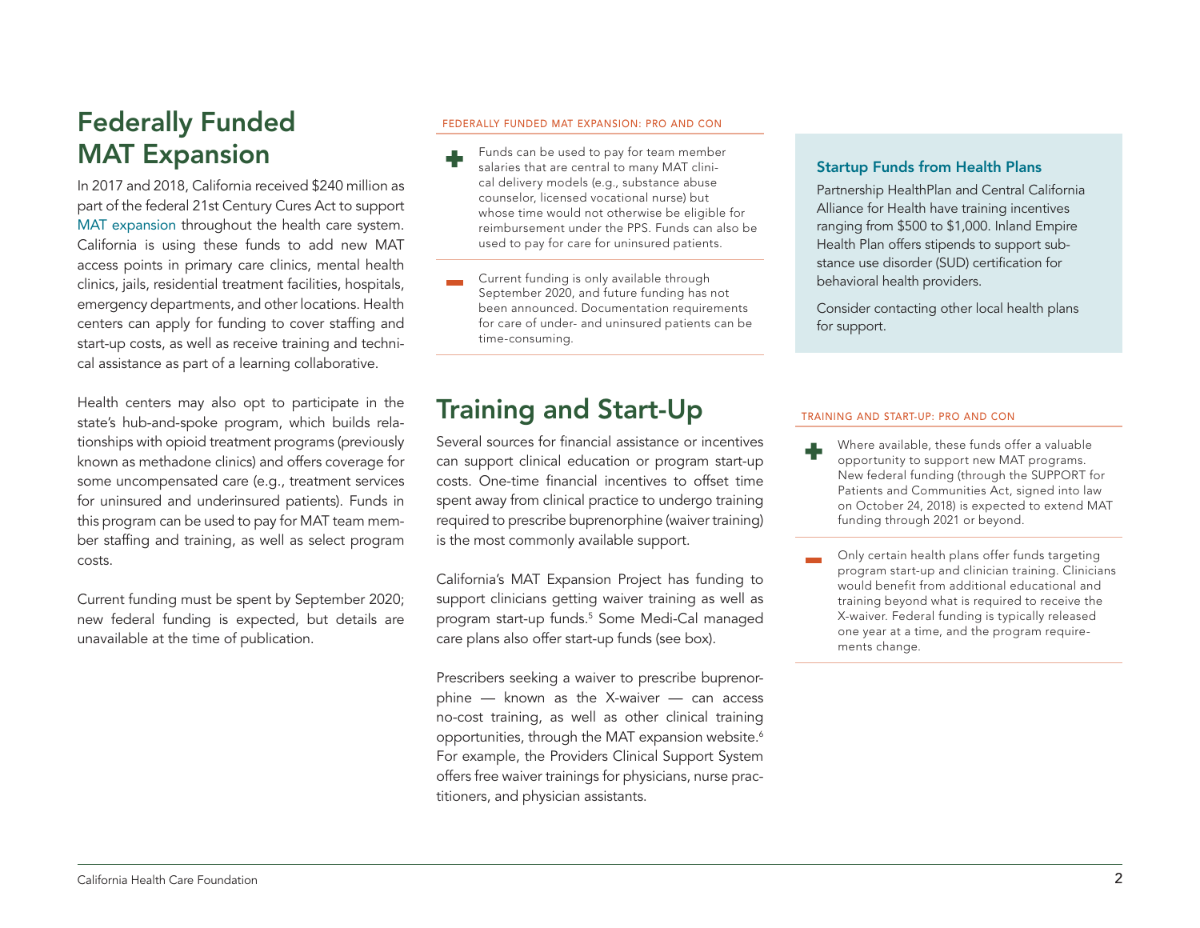## Federally Funded MAT Expansion

In 2017 and 2018, California received $240 million as part of the federal 21st Century Cures Act to support MAT expansion throughout the health care system. California is using these funds to add new MAT access points in primary care clinics, mental health clinics, jails, residential treatment facilities, hospitals, emergency departments, and other locations. Health centers can apply for funding to cover staffing and start-up costs, as well as receive training and technical assistance as part of a learning collaborative.

Health centers may also opt to participate in the state's hub-and-spoke program, which builds relationships with opioid treatment programs (previously known as methadone clinics) and offers coverage for some uncompensated care (e.g., treatment services for uninsured and underinsured patients). Funds in this program can be used to pay for MAT team member staffing and training, as well as select program costs.

Current funding must be spent by September 2020; new federal funding is expected, but details are unavailable at the time of publication.

### FEDERALLY FUNDED MAT EXPANSION: PRO AND CON

**+** Funds can be used to pay for team member salaries that are central to many MAT clinical delivery models (e.g., substance abuse counselor, licensed vocational nurse) but whose time would not otherwise be eligible for reimbursement under the PPS. Funds can also be used to pay for care for uninsured patients.

**−** Current funding is only available through September 2020, and future funding has not been announced. Documentation requirements for care of under- and uninsured patients can be time-consuming.

## Training and Start-Up

Several sources for financial assistance or incentives can support clinical education or program start-up costs. One-time financial incentives to offset time spent away from clinical practice to undergo training required to prescribe buprenorphine (waiver training) is the most commonly available support.

California's MAT Expansion Project has funding to support clinicians getting waiver training as well as program start-up funds.[5] Some Medi-Cal managed care plans also offer start-up funds (see box).

Prescribers seeking a waiver to prescribe buprenorphine — known as the X-waiver — can access no-cost training, as well as other clinical training opportunities, through the MAT expansion website.[6] For example, the Providers Clinical Support System offers free waiver trainings for physicians, nurse practitioners, and physician assistants.

### Startup Funds from Health Plans

Partnership HealthPlan and Central California Alliance for Health have training incentives ranging from $500 to $1,000. Inland Empire Health Plan offers stipends to support substance use disorder (SUD) certification for behavioral health providers.

Consider contacting other local health plans for support.

### TRAINING AND START-UP: PRO AND CON

**+** Where available, these funds offer a valuable opportunity to support new MAT programs. New federal funding (through the SUPPORT for Patients and Communities Act, signed into law on October 24, 2018) is expected to extend MAT funding through 2021 or beyond.

**−** Only certain health plans offer funds targeting program start-up and clinician training. Clinicians would benefit from additional educational and training beyond what is required to receive the X-waiver. Federal funding is typically released one year at a time, and the program requirements change.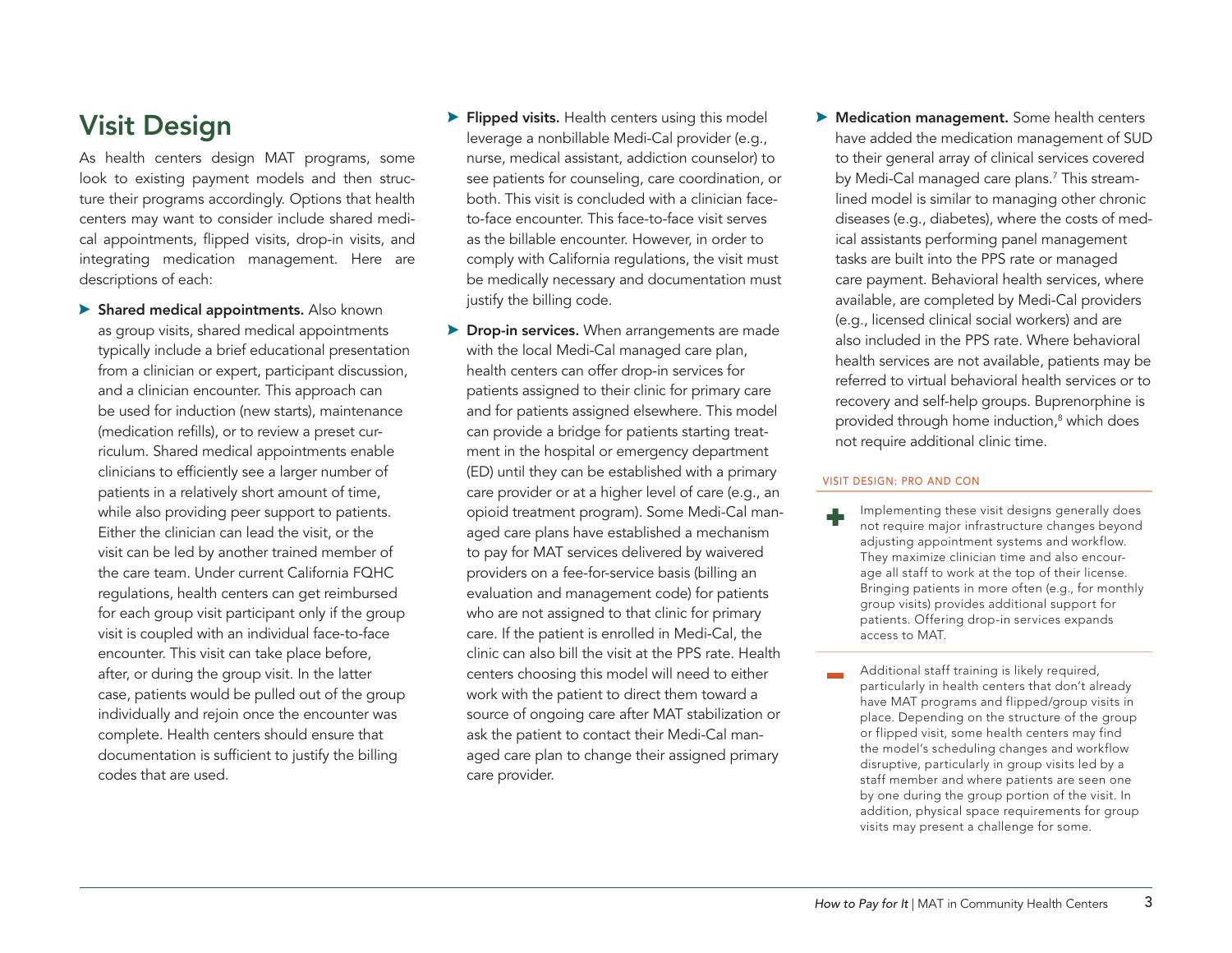## Visit Design

As health centers design MAT programs, some look to existing payment models and then structure their programs accordingly. Options that health centers may want to consider include shared medical appointments, flipped visits, drop-in visits, and integrating medication management. Here are descriptions of each:

- **Shared medical appointments.** Also known as group visits, shared medical appointments typically include a brief educational presentation from a clinician or expert, participant discussion, and a clinician encounter. This approach can be used for induction (new starts), maintenance (medication refills), or to review a preset curriculum. Shared medical appointments enable clinicians to efficiently see a larger number of patients in a relatively short amount of time, while also providing peer support to patients. Either the clinician can lead the visit, or the visit can be led by another trained member of the care team. Under current California FQHC regulations, health centers can get reimbursed for each group visit participant only if the group visit is coupled with an individual face-to-face encounter. This visit can take place before, after, or during the group visit. In the latter case, patients would be pulled out of the group individually and rejoin once the encounter was complete. Health centers should ensure that documentation is sufficient to justify the billing codes that are used.
- **Flipped visits.** Health centers using this model leverage a nonbillable Medi-Cal provider (e.g., nurse, medical assistant, addiction counselor) to see patients for counseling, care coordination, or both. This visit is concluded with a clinician face-to-face encounter. This face-to-face visit serves as the billable encounter. However, in order to comply with California regulations, the visit must be medically necessary and documentation must justify the billing code.
- **Drop-in services.** When arrangements are made with the local Medi-Cal managed care plan, health centers can offer drop-in services for patients assigned to their clinic for primary care and for patients assigned elsewhere. This model can provide a bridge for patients starting treatment in the hospital or emergency department (ED) until they can be established with a primary care provider or at a higher level of care (e.g., an opioid treatment program). Some Medi-Cal managed care plans have established a mechanism to pay for MAT services delivered by waivered providers on a fee-for-service basis (billing an evaluation and management code) for patients who are not assigned to that clinic for primary care. If the patient is enrolled in Medi-Cal, the clinic can also bill the visit at the PPS rate. Health centers choosing this model will need to either work with the patient to direct them toward a source of ongoing care after MAT stabilization or ask the patient to contact their Medi-Cal managed care plan to change their assigned primary care provider.
- **Medication management.** Some health centers have added the medication management of SUD to their general array of clinical services covered by Medi-Cal managed care plans.[7] This streamlined model is similar to managing other chronic diseases (e.g., diabetes), where the costs of medical assistants performing panel management tasks are built into the PPS rate or managed care payment. Behavioral health services, where available, are completed by Medi-Cal providers (e.g., licensed clinical social workers) and are also included in the PPS rate. Where behavioral health services are not available, patients may be referred to virtual behavioral health services or to recovery and self-help groups. Buprenorphine is provided through home induction,[8] which does not require additional clinic time.

VISIT DESIGN: PRO AND CON

+ Implementing these visit designs generally does not require major infrastructure changes beyond adjusting appointment systems and workflow. They maximize clinician time and also encourage all staff to work at the top of their license. Bringing patients in more often (e.g., for monthly group visits) provides additional support for patients. Offering drop-in services expands access to MAT.

− Additional staff training is likely required, particularly in health centers that don't already have MAT programs and flipped/group visits in place. Depending on the structure of the group or flipped visit, some health centers may find the model's scheduling changes and workflow disruptive, particularly in group visits led by a staff member and where patients are seen one by one during the group portion of the visit. In addition, physical space requirements for group visits may present a challenge for some.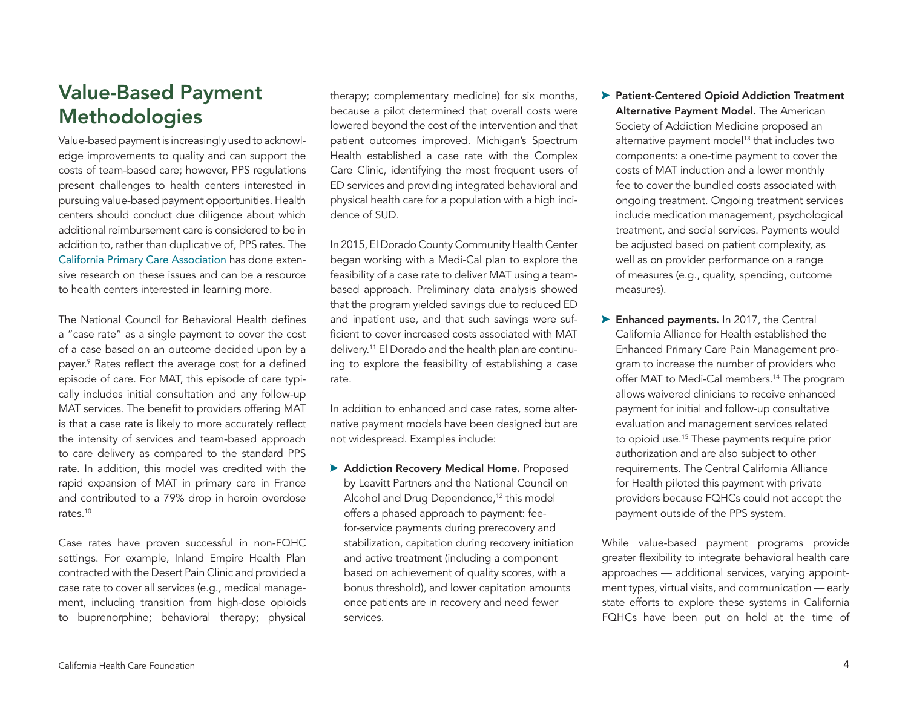## Value-Based Payment Methodologies

Value-based payment is increasingly used to acknowledge improvements to quality and can support the costs of team-based care; however, PPS regulations present challenges to health centers interested in pursuing value-based payment opportunities. Health centers should conduct due diligence about which additional reimbursement care is considered to be in addition to, rather than duplicative of, PPS rates. The California Primary Care Association has done extensive research on these issues and can be a resource to health centers interested in learning more.

The National Council for Behavioral Health defines a "case rate" as a single payment to cover the cost of a case based on an outcome decided upon by a payer.[9] Rates reflect the average cost for a defined episode of care. For MAT, this episode of care typically includes initial consultation and any follow-up MAT services. The benefit to providers offering MAT is that a case rate is likely to more accurately reflect the intensity of services and team-based approach to care delivery as compared to the standard PPS rate. In addition, this model was credited with the rapid expansion of MAT in primary care in France and contributed to a 79% drop in heroin overdose rates.[10]

Case rates have proven successful in non-FQHC settings. For example, Inland Empire Health Plan contracted with the Desert Pain Clinic and provided a case rate to cover all services (e.g., medical management, including transition from high-dose opioids to buprenorphine; behavioral therapy; physical therapy; complementary medicine) for six months, because a pilot determined that overall costs were lowered beyond the cost of the intervention and that patient outcomes improved. Michigan's Spectrum Health established a case rate with the Complex Care Clinic, identifying the most frequent users of ED services and providing integrated behavioral and physical health care for a population with a high incidence of SUD.

In 2015, El Dorado County Community Health Center began working with a Medi-Cal plan to explore the feasibility of a case rate to deliver MAT using a team-based approach. Preliminary data analysis showed that the program yielded savings due to reduced ED and inpatient use, and that such savings were sufficient to cover increased costs associated with MAT delivery.[11] El Dorado and the health plan are continuing to explore the feasibility of establishing a case rate.

In addition to enhanced and case rates, some alternative payment models have been designed but are not widespread. Examples include:

- **Addiction Recovery Medical Home.** Proposed by Leavitt Partners and the National Council on Alcohol and Drug Dependence,[12] this model offers a phased approach to payment: fee-for-service payments during prerecovery and stabilization, capitation during recovery initiation and active treatment (including a component based on achievement of quality scores, with a bonus threshold), and lower capitation amounts once patients are in recovery and need fewer services.
- **Patient-Centered Opioid Addiction Treatment Alternative Payment Model.** The American Society of Addiction Medicine proposed an alternative payment model[13] that includes two components: a one-time payment to cover the costs of MAT induction and a lower monthly fee to cover the bundled costs associated with ongoing treatment. Ongoing treatment services include medication management, psychological treatment, and social services. Payments would be adjusted based on patient complexity, as well as on provider performance on a range of measures (e.g., quality, spending, outcome measures).
- **Enhanced payments.** In 2017, the Central California Alliance for Health established the Enhanced Primary Care Pain Management program to increase the number of providers who offer MAT to Medi-Cal members.[14] The program allows waivered clinicians to receive enhanced payment for initial and follow-up consultative evaluation and management services related to opioid use.[15] These payments require prior authorization and are also subject to other requirements. The Central California Alliance for Health piloted this payment with private providers because FQHCs could not accept the payment outside of the PPS system.

While value-based payment programs provide greater flexibility to integrate behavioral health care approaches — additional services, varying appointment types, virtual visits, and communication — early state efforts to explore these systems in California FQHCs have been put on hold at the time of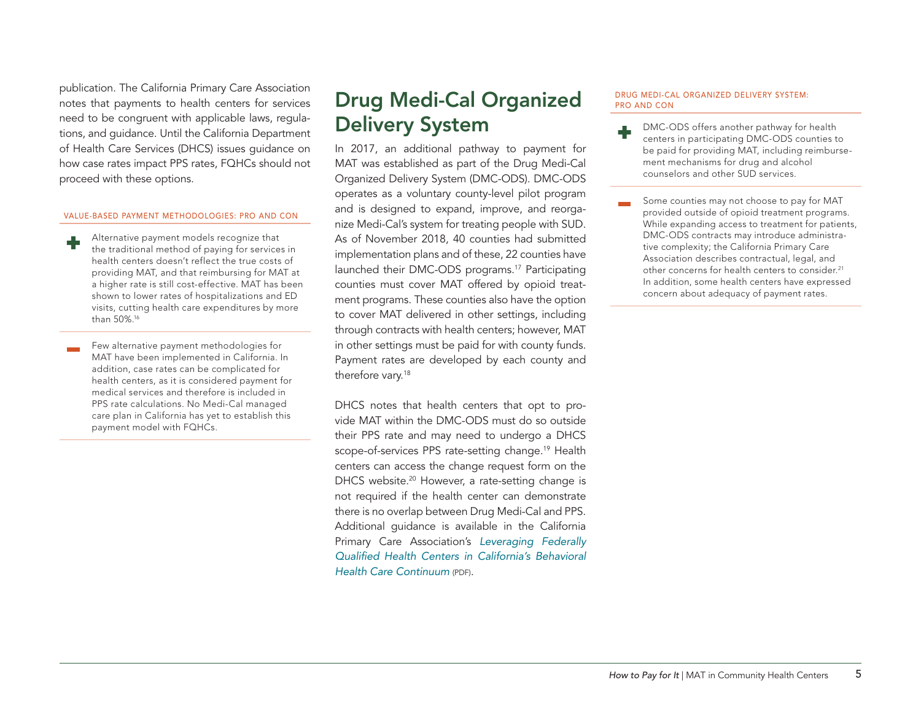publication. The California Primary Care Association notes that payments to health centers for services need to be congruent with applicable laws, regulations, and guidance. Until the California Department of Health Care Services (DHCS) issues guidance on how case rates impact PPS rates, FQHCs should not proceed with these options.

VALUE-BASED PAYMENT METHODOLOGIES: PRO AND CON

+ Alternative payment models recognize that the traditional method of paying for services in health centers doesn't reflect the true costs of providing MAT, and that reimbursing for MAT at a higher rate is still cost-effective. MAT has been shown to lower rates of hospitalizations and ED visits, cutting health care expenditures by more than 50%.[16]

− Few alternative payment methodologies for MAT have been implemented in California. In addition, case rates can be complicated for health centers, as it is considered payment for medical services and therefore is included in PPS rate calculations. No Medi-Cal managed care plan in California has yet to establish this payment model with FQHCs.

## Drug Medi-Cal Organized Delivery System

In 2017, an additional pathway to payment for MAT was established as part of the Drug Medi-Cal Organized Delivery System (DMC-ODS). DMC-ODS operates as a voluntary county-level pilot program and is designed to expand, improve, and reorganize Medi-Cal's system for treating people with SUD. As of November 2018, 40 counties had submitted implementation plans and of these, 22 counties have launched their DMC-ODS programs.[17] Participating counties must cover MAT offered by opioid treatment programs. These counties also have the option to cover MAT delivered in other settings, including through contracts with health centers; however, MAT in other settings must be paid for with county funds. Payment rates are developed by each county and therefore vary.[18]

DHCS notes that health centers that opt to provide MAT within the DMC-ODS must do so outside their PPS rate and may need to undergo a DHCS scope-of-services PPS rate-setting change.[19] Health centers can access the change request form on the DHCS website.[20] However, a rate-setting change is not required if the health center can demonstrate there is no overlap between Drug Medi-Cal and PPS. Additional guidance is available in the California Primary Care Association's *Leveraging Federally Qualified Health Centers in California's Behavioral Health Care Continuum* (PDF).

DRUG MEDI-CAL ORGANIZED DELIVERY SYSTEM: PRO AND CON

+ DMC-ODS offers another pathway for health centers in participating DMC-ODS counties to be paid for providing MAT, including reimbursement mechanisms for drug and alcohol counselors and other SUD services.

− Some counties may not choose to pay for MAT provided outside of opioid treatment programs. While expanding access to treatment for patients, DMC-ODS contracts may introduce administrative complexity; the California Primary Care Association describes contractual, legal, and other concerns for health centers to consider.[21] In addition, some health centers have expressed concern about adequacy of payment rates.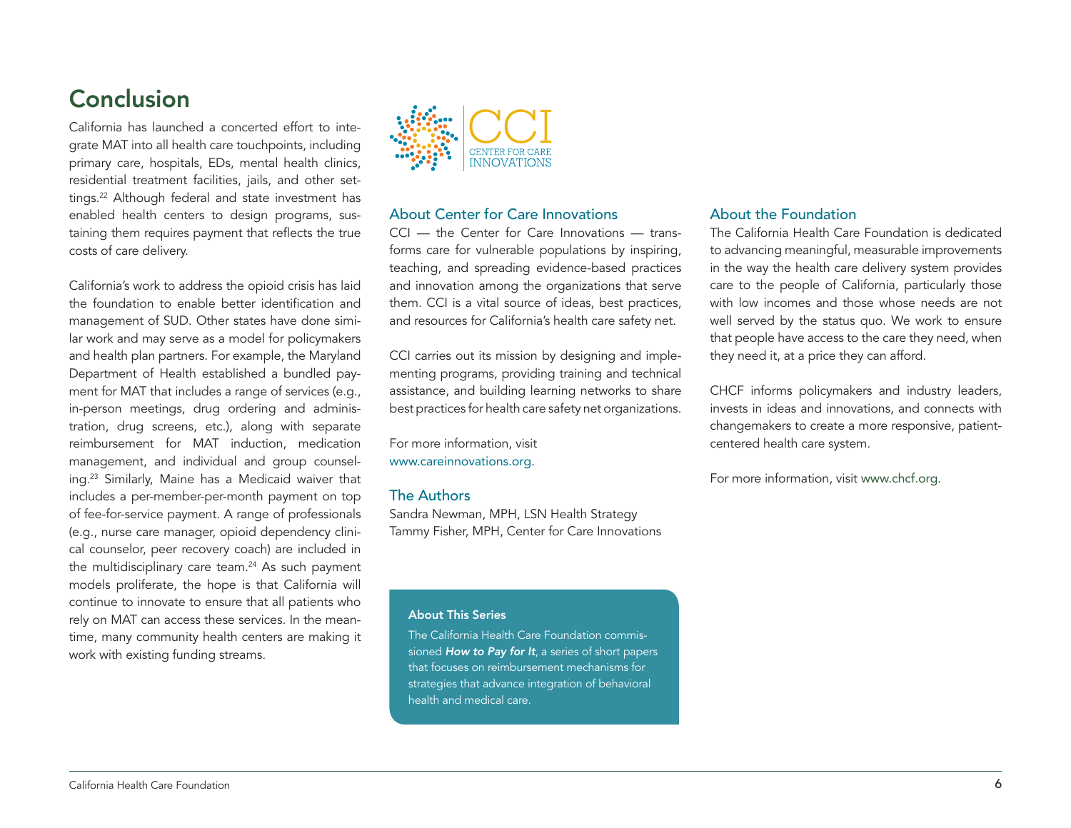## Conclusion

California has launched a concerted effort to integrate MAT into all health care touchpoints, including primary care, hospitals, EDs, mental health clinics, residential treatment facilities, jails, and other settings.[22] Although federal and state investment has enabled health centers to design programs, sustaining them requires payment that reflects the true costs of care delivery.

California's work to address the opioid crisis has laid the foundation to enable better identification and management of SUD. Other states have done similar work and may serve as a model for policymakers and health plan partners. For example, the Maryland Department of Health established a bundled payment for MAT that includes a range of services (e.g., in-person meetings, drug ordering and administration, drug screens, etc.), along with separate reimbursement for MAT induction, medication management, and individual and group counseling.[23] Similarly, Maine has a Medicaid waiver that includes a per-member-per-month payment on top of fee-for-service payment. A range of professionals (e.g., nurse care manager, opioid dependency clinical counselor, peer recovery coach) are included in the multidisciplinary care team.[24] As such payment models proliferate, the hope is that California will continue to innovate to ensure that all patients who rely on MAT can access these services. In the meantime, many community health centers are making it work with existing funding streams.

CCI CENTER FOR CARE INNOVATIONS

### About Center for Care Innovations

CCI — the Center for Care Innovations — transforms care for vulnerable populations by inspiring, teaching, and spreading evidence-based practices and innovation among the organizations that serve them. CCI is a vital source of ideas, best practices, and resources for California's health care safety net.

CCI carries out its mission by designing and implementing programs, providing training and technical assistance, and building learning networks to share best practices for health care safety net organizations.

For more information, visit www.careinnovations.org.

### The Authors

Sandra Newman, MPH, LSN Health Strategy
Tammy Fisher, MPH, Center for Care Innovations

#### About This Series

The California Health Care Foundation commissioned ***How to Pay for It***, a series of short papers that focuses on reimbursement mechanisms for strategies that advance integration of behavioral health and medical care.

### About the Foundation

The California Health Care Foundation is dedicated to advancing meaningful, measurable improvements in the way the health care delivery system provides care to the people of California, particularly those with low incomes and those whose needs are not well served by the status quo. We work to ensure that people have access to the care they need, when they need it, at a price they can afford.

CHCF informs policymakers and industry leaders, invests in ideas and innovations, and connects with changemakers to create a more responsive, patient-centered health care system.

For more information, visit www.chcf.org.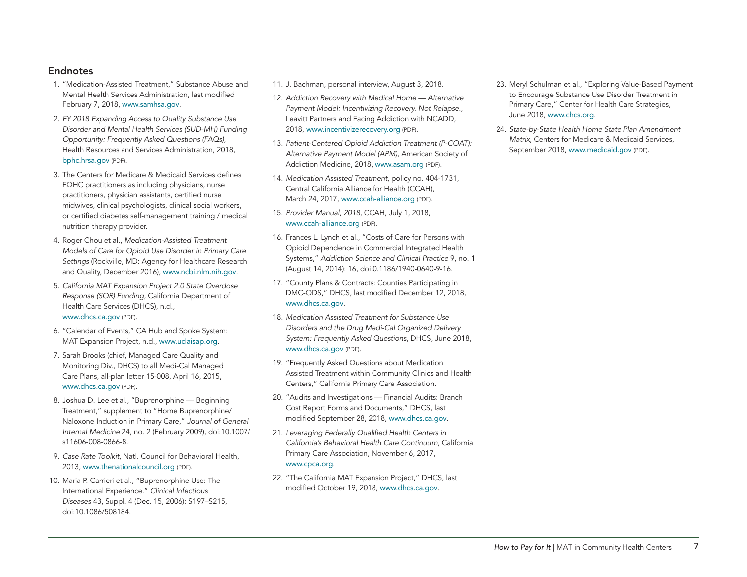## Endnotes

1. "Medication-Assisted Treatment," Substance Abuse and Mental Health Services Administration, last modified February 7, 2018, www.samhsa.gov.
2. *FY 2018 Expanding Access to Quality Substance Use Disorder and Mental Health Services (SUD-MH) Funding Opportunity: Frequently Asked Questions (FAQs)*, Health Resources and Services Administration, 2018, bphc.hrsa.gov (PDF).
3. The Centers for Medicare & Medicaid Services defines FQHC practitioners as including physicians, nurse practitioners, physician assistants, certified nurse midwives, clinical psychologists, clinical social workers, or certified diabetes self-management training / medical nutrition therapy provider.
4. Roger Chou et al., *Medication-Assisted Treatment Models of Care for Opioid Use Disorder in Primary Care Settings* (Rockville, MD: Agency for Healthcare Research and Quality, December 2016), www.ncbi.nlm.nih.gov.
5. *California MAT Expansion Project 2.0 State Overdose Response (SOR) Funding*, California Department of Health Care Services (DHCS), n.d., www.dhcs.ca.gov (PDF).
6. "Calendar of Events," CA Hub and Spoke System: MAT Expansion Project, n.d., www.uclaisap.org.
7. Sarah Brooks (chief, Managed Care Quality and Monitoring Div., DHCS) to all Medi-Cal Managed Care Plans, all-plan letter 15-008, April 16, 2015, www.dhcs.ca.gov (PDF).
8. Joshua D. Lee et al., "Buprenorphine — Beginning Treatment," supplement to "Home Buprenorphine/ Naloxone Induction in Primary Care," *Journal of General Internal Medicine* 24, no. 2 (February 2009), doi:10.1007/ s11606-008-0866-8.
9. *Case Rate Toolkit*, Natl. Council for Behavioral Health, 2013, www.thenationalcouncil.org (PDF).
10. Maria P. Carrieri et al., "Buprenorphine Use: The International Experience." *Clinical Infectious Diseases* 43, Suppl. 4 (Dec. 15, 2006): S197–S215, doi:10.1086/508184.
11. J. Bachman, personal interview, August 3, 2018.
12. *Addiction Recovery with Medical Home — Alternative Payment Model: Incentivizing Recovery. Not Relapse.*, Leavitt Partners and Facing Addiction with NCADD, 2018, www.incentivizerecovery.org (PDF).
13. *Patient-Centered Opioid Addiction Treatment (P-COAT): Alternative Payment Model (APM)*, American Society of Addiction Medicine, 2018, www.asam.org (PDF).
14. *Medication Assisted Treatment*, policy no. 404-1731, Central California Alliance for Health (CCAH), March 24, 2017, www.ccah-alliance.org (PDF).
15. *Provider Manual, 2018*, CCAH, July 1, 2018, www.ccah-alliance.org (PDF).
16. Frances L. Lynch et al., "Costs of Care for Persons with Opioid Dependence in Commercial Integrated Health Systems," *Addiction Science and Clinical Practice* 9, no. 1 (August 14, 2014): 16, doi:0.1186/1940-0640-9-16.
17. "County Plans & Contracts: Counties Participating in DMC-ODS," DHCS, last modified December 12, 2018, www.dhcs.ca.gov.
18. *Medication Assisted Treatment for Substance Use Disorders and the Drug Medi-Cal Organized Delivery System: Frequently Asked Questions*, DHCS, June 2018, www.dhcs.ca.gov (PDF).
19. "Frequently Asked Questions about Medication Assisted Treatment within Community Clinics and Health Centers," California Primary Care Association.
20. "Audits and Investigations — Financial Audits: Branch Cost Report Forms and Documents," DHCS, last modified September 28, 2018, www.dhcs.ca.gov.
21. *Leveraging Federally Qualified Health Centers in California's Behavioral Health Care Continuum*, California Primary Care Association, November 6, 2017, www.cpca.org.
22. "The California MAT Expansion Project," DHCS, last modified October 19, 2018, www.dhcs.ca.gov.
23. Meryl Schulman et al., "Exploring Value-Based Payment to Encourage Substance Use Disorder Treatment in Primary Care," Center for Health Care Strategies, June 2018, www.chcs.org.
24. *State-by-State Health Home State Plan Amendment Matrix*, Centers for Medicare & Medicaid Services, September 2018, www.medicaid.gov (PDF).